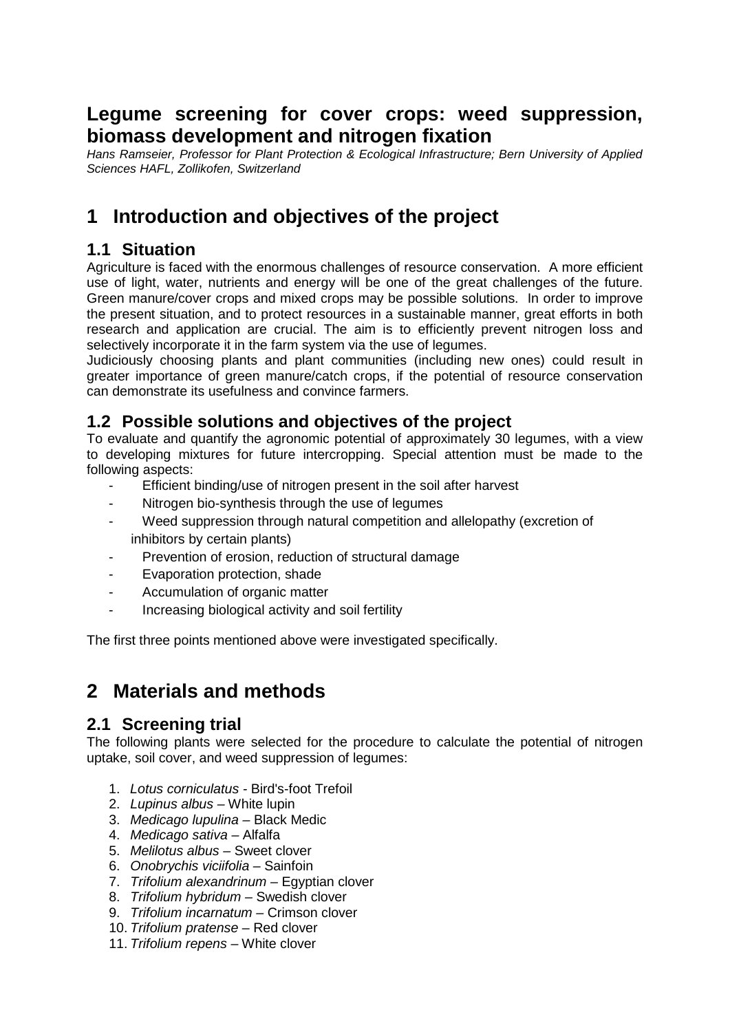# Legume screening for cover crops: weed suppression, biomass development and nitrogen fixation

*Hans Ramseier, Professor for Plant Protection & Ecological Infrastructure; Bern University of Applied Sciences HAFL, Zollikofen, Switzerland*

# 1 Introduction and objectives of the project

## 1.1 Situation

Agriculture is faced with the enormous challenges of resource conservation. A more efficient use of light, water, nutrients and energy will be one of the great challenges of the future. Green manure/cover crops and mixed crops may be possible solutions. In order to improve the present situation, and to protect resources in a sustainable manner, great efforts in both research and application are crucial. The aim is to efficiently prevent nitrogen loss and selectively incorporate it in the farm system via the use of legumes.

Judiciously choosing plants and plant communities (including new ones) could result in greater importance of green manure/catch crops, if the potential of resource conservation can demonstrate its usefulness and convince farmers.

## 1.2 Possible solutions and objectives of the project

To evaluate and quantify the agronomic potential of approximately 30 legumes, with a view to developing mixtures for future intercropping. Special attention must be made to the following aspects:

- Efficient binding/use of nitrogen present in the soil after harvest
- Nitrogen bio-synthesis through the use of legumes
- Weed suppression through natural competition and allelopathy (excretion of inhibitors by certain plants)
- Prevention of erosion, reduction of structural damage
- Evaporation protection, shade
- Accumulation of organic matter
- Increasing biological activity and soil fertility

The first three points mentioned above were investigated specifically.

# 2 Materials and methods

## 2.1 Screening trial

The following plants were selected for the procedure to calculate the potential of nitrogen uptake, soil cover, and weed suppression of legumes:

1. *Lotus corniculatus* - Bird's-foot Trefoil
2. *Lupinus albus* – White lupin
3. *Medicago lupulina* – Black Medic
4. *Medicago sativa* – Alfalfa
5. *Melilotus albus* – Sweet clover
6. *Onobrychis viciifolia* – Sainfoin
7. *Trifolium alexandrinum* – Egyptian clover
8. *Trifolium hybridum* – Swedish clover
9. *Trifolium incarnatum* – Crimson clover
10. *Trifolium pratense* – Red clover
11. *Trifolium repens* – White clover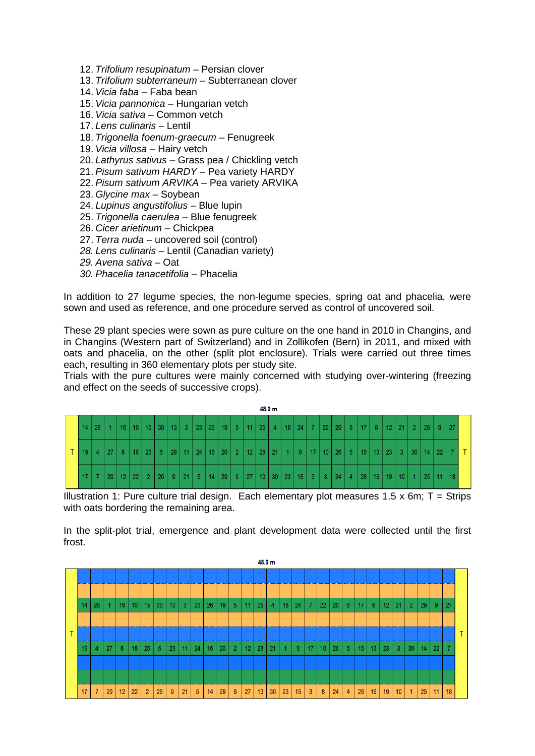12. *Trifolium resupinatum* – Persian clover
13. *Trifolium subterraneum* – Subterranean clover
14. *Vicia faba* – Faba bean
15. *Vicia pannonica* – Hungarian vetch
16. *Vicia sativa* – Common vetch
17. *Lens culinaris* – Lentil
18. *Trigonella foenum-graecum* – Fenugreek
19. *Vicia villosa* – Hairy vetch
20. *Lathyrus sativus* – Grass pea / Chickling vetch
21. *Pisum sativum HARDY* – Pea variety HARDY
22. *Pisum sativum ARVIKA* – Pea variety ARVIKA
23. *Glycine max* – Soybean
24. *Lupinus angustifolius* – Blue lupin
25. *Trigonella caerulea* – Blue fenugreek
26. *Cicer arietinum* – Chickpea
27. *Terra nuda* – uncovered soil (control)
28. *Lens culinaris* – Lentil (Canadian variety)
29. *Avena sativa* – Oat
30. *Phacelia tanacetifolia* – Phacelia

In addition to 27 legume species, the non-legume species, spring oat and phacelia, were sown and used as reference, and one procedure served as control of uncovered soil.

These 29 plant species were sown as pure culture on the one hand in 2010 in Changins, and in Changins (Western part of Switzerland) and in Zollikofen (Bern) in 2011, and mixed with oats and phacelia, on the other (split plot enclosure). Trials were carried out three times each, resulting in 360 elementary plots per study site.
Trials with the pure cultures were mainly concerned with studying over-wintering (freezing and effect on the seeds of successive crops).

48.0 m

| T | 14 | 28 | 1 | 16 | 10 | 15 | 30 | 13 | 3 | 23 | 26 | 19 | 5 | 11 | 25 | 4 | 18 | 24 | 7 | 22 | 20 | 8 | 17 | 6 | 12 | 21 | 2 | 29 | 9 | 27 | T |
|---|---|---|---|---|---|---|---|---|---|---|---|---|---|---|---|---|---|---|---|---|---|---|---|---|---|---|---|---|---|---|---|
| T | 19 | 4 | 27 | 8 | 18 | 25 | 6 | 29 | 11 | 24 | 16 | 20 | 2 | 12 | 28 | 21 | 1 | 9 | 17 | 10 | 26 | 5 | 15 | 13 | 23 | 3 | 30 | 14 | 22 | 7 | T |
| T | 17 | 7 | 20 | 12 | 22 | 2 | 26 | 9 | 21 | 5 | 14 | 29 | 6 | 27 | 13 | 30 | 23 | 15 | 3 | 8 | 24 | 4 | 28 | 16 | 19 | 10 | 1 | 25 | 11 | 18 | T |

Illustration 1: Pure culture trial design. Each elementary plot measures 1.5 x 6m; T = Strips with oats bordering the remaining area.

In the split-plot trial, emergence and plant development data were collected until the first frost.

48.0 m

| T | 14 | 28 | 1 | 16 | 10 | 15 | 30 | 13 | 3 | 23 | 26 | 19 | 5 | 11 | 25 | 4 | 18 | 24 | 7 | 22 | 20 | 8 | 17 | 6 | 12 | 21 | 2 | 29 | 9 | 27 | T |
|---|---|---|---|---|---|---|---|---|---|---|---|---|---|---|---|---|---|---|---|---|---|---|---|---|---|---|---|---|---|---|---|
| T | 19 | 4 | 27 | 8 | 18 | 25 | 6 | 29 | 11 | 24 | 16 | 20 | 2 | 12 | 28 | 21 | 1 | 9 | 17 | 10 | 26 | 5 | 15 | 13 | 23 | 3 | 30 | 14 | 22 | 7 | T |
| T | 17 | 7 | 20 | 12 | 22 | 2 | 26 | 9 | 21 | 5 | 14 | 29 | 6 | 27 | 13 | 30 | 23 | 15 | 3 | 8 | 24 | 4 | 28 | 16 | 19 | 10 | 1 | 25 | 11 | 18 | T |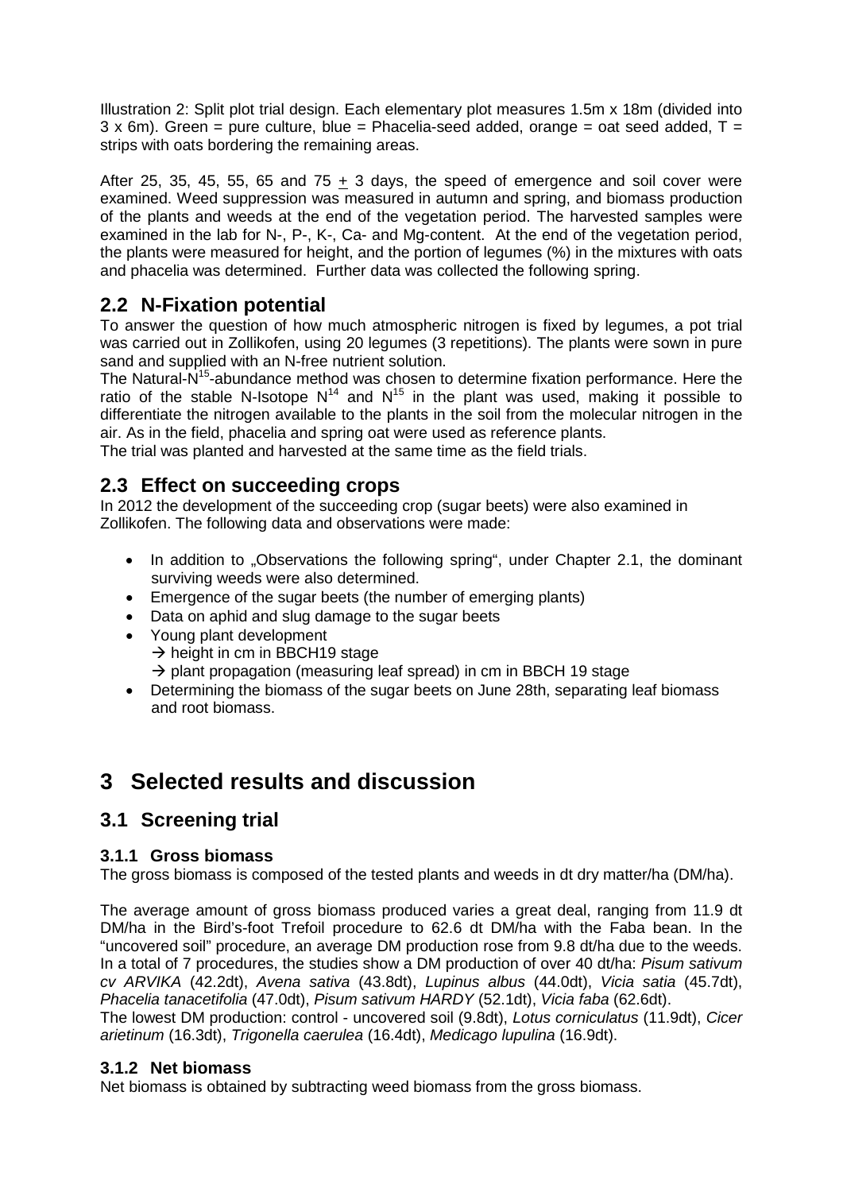Illustration 2: Split plot trial design. Each elementary plot measures 1.5m x 18m (divided into 3 x 6m). Green = pure culture, blue = Phacelia-seed added, orange = oat seed added, T = strips with oats bordering the remaining areas.

After 25, 35, 45, 55, 65 and 75 ± 3 days, the speed of emergence and soil cover were examined. Weed suppression was measured in autumn and spring, and biomass production of the plants and weeds at the end of the vegetation period. The harvested samples were examined in the lab for N-, P-, K-, Ca- and Mg-content. At the end of the vegetation period, the plants were measured for height, and the portion of legumes (%) in the mixtures with oats and phacelia was determined. Further data was collected the following spring.

## 2.2 N-Fixation potential

To answer the question of how much atmospheric nitrogen is fixed by legumes, a pot trial was carried out in Zollikofen, using 20 legumes (3 repetitions). The plants were sown in pure sand and supplied with an N-free nutrient solution.

The Natural-$N^{15}$-abundance method was chosen to determine fixation performance. Here the ratio of the stable N-Isotope $N^{14}$ and $N^{15}$ in the plant was used, making it possible to differentiate the nitrogen available to the plants in the soil from the molecular nitrogen in the air. As in the field, phacelia and spring oat were used as reference plants.

The trial was planted and harvested at the same time as the field trials.

## 2.3 Effect on succeeding crops

In 2012 the development of the succeeding crop (sugar beets) were also examined in Zollikofen. The following data and observations were made:

- In addition to „Observations the following spring", under Chapter 2.1, the dominant surviving weeds were also determined.
- Emergence of the sugar beets (the number of emerging plants)
- Data on aphid and slug damage to the sugar beets
- Young plant development
  → height in cm in BBCH19 stage
  → plant propagation (measuring leaf spread) in cm in BBCH 19 stage
- Determining the biomass of the sugar beets on June 28th, separating leaf biomass and root biomass.

# 3 Selected results and discussion

## 3.1 Screening trial

### 3.1.1 Gross biomass

The gross biomass is composed of the tested plants and weeds in dt dry matter/ha (DM/ha).

The average amount of gross biomass produced varies a great deal, ranging from 11.9 dt DM/ha in the Bird's-foot Trefoil procedure to 62.6 dt DM/ha with the Faba bean. In the "uncovered soil" procedure, an average DM production rose from 9.8 dt/ha due to the weeds. In a total of 7 procedures, the studies show a DM production of over 40 dt/ha: *Pisum sativum cv ARVIKA* (42.2dt), *Avena sativa* (43.8dt), *Lupinus albus* (44.0dt), *Vicia satia* (45.7dt), *Phacelia tanacetifolia* (47.0dt), *Pisum sativum HARDY* (52.1dt), *Vicia faba* (62.6dt).

The lowest DM production: control - uncovered soil (9.8dt), *Lotus corniculatus* (11.9dt), *Cicer arietinum* (16.3dt), *Trigonella caerulea* (16.4dt), *Medicago lupulina* (16.9dt).

### 3.1.2 Net biomass

Net biomass is obtained by subtracting weed biomass from the gross biomass.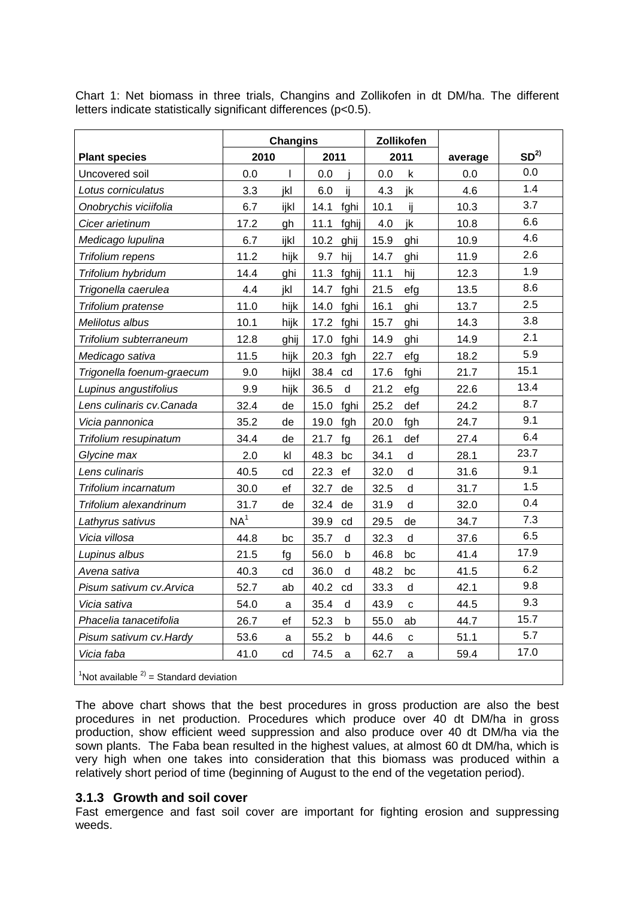Chart 1: Net biomass in three trials, Changins and Zollikofen in dt DM/ha. The different letters indicate statistically significant differences (p<0.5).

| | Changins | | | | Zollikofen | | | |
|---|---|---|---|---|---|---|---|---|
| **Plant species** | **2010** | | **2011** | | **2011** | | **average** | **SD[2)]** |
| Uncovered soil | 0.0 | l | 0.0 | j | 0.0 | k | 0.0 | 0.0 |
| *Lotus corniculatus* | 3.3 | jkl | 6.0 | ij | 4.3 | jk | 4.6 | 1.4 |
| *Onobrychis viciifolia* | 6.7 | ijkl | 14.1 | fghi | 10.1 | ij | 10.3 | 3.7 |
| *Cicer arietinum* | 17.2 | gh | 11.1 | fghij | 4.0 | jk | 10.8 | 6.6 |
| *Medicago lupulina* | 6.7 | ijkl | 10.2 | ghij | 15.9 | ghi | 10.9 | 4.6 |
| *Trifolium repens* | 11.2 | hijk | 9.7 | hij | 14.7 | ghi | 11.9 | 2.6 |
| *Trifolium hybridum* | 14.4 | ghi | 11.3 | fghij | 11.1 | hij | 12.3 | 1.9 |
| *Trigonella caerulea* | 4.4 | jkl | 14.7 | fghi | 21.5 | efg | 13.5 | 8.6 |
| *Trifolium pratense* | 11.0 | hijk | 14.0 | fghi | 16.1 | ghi | 13.7 | 2.5 |
| *Melilotus albus* | 10.1 | hijk | 17.2 | fghi | 15.7 | ghi | 14.3 | 3.8 |
| *Trifolium subterraneum* | 12.8 | ghij | 17.0 | fghi | 14.9 | ghi | 14.9 | 2.1 |
| *Medicago sativa* | 11.5 | hijk | 20.3 | fgh | 22.7 | efg | 18.2 | 5.9 |
| *Trigonella foenum-graecum* | 9.0 | hijkl | 38.4 | cd | 17.6 | fghi | 21.7 | 15.1 |
| *Lupinus angustifolius* | 9.9 | hijk | 36.5 | d | 21.2 | efg | 22.6 | 13.4 |
| *Lens culinaris cv.Canada* | 32.4 | de | 15.0 | fghi | 25.2 | def | 24.2 | 8.7 |
| *Vicia pannonica* | 35.2 | de | 19.0 | fgh | 20.0 | fgh | 24.7 | 9.1 |
| *Trifolium resupinatum* | 34.4 | de | 21.7 | fg | 26.1 | def | 27.4 | 6.4 |
| *Glycine max* | 2.0 | kl | 48.3 | bc | 34.1 | d | 28.1 | 23.7 |
| *Lens culinaris* | 40.5 | cd | 22.3 | ef | 32.0 | d | 31.6 | 9.1 |
| *Trifolium incarnatum* | 30.0 | ef | 32.7 | de | 32.5 | d | 31.7 | 1.5 |
| *Trifolium alexandrinum* | 31.7 | de | 32.4 | de | 31.9 | d | 32.0 | 0.4 |
| *Lathyrus sativus* | NA[1] | | 39.9 | cd | 29.5 | de | 34.7 | 7.3 |
| *Vicia villosa* | 44.8 | bc | 35.7 | d | 32.3 | d | 37.6 | 6.5 |
| *Lupinus albus* | 21.5 | fg | 56.0 | b | 46.8 | bc | 41.4 | 17.9 |
| *Avena sativa* | 40.3 | cd | 36.0 | d | 48.2 | bc | 41.5 | 6.2 |
| *Pisum sativum cv.Arvica* | 52.7 | ab | 40.2 | cd | 33.3 | d | 42.1 | 9.8 |
| *Vicia sativa* | 54.0 | a | 35.4 | d | 43.9 | c | 44.5 | 9.3 |
| *Phacelia tanacetifolia* | 26.7 | ef | 52.3 | b | 55.0 | ab | 44.7 | 15.7 |
| *Pisum sativum cv.Hardy* | 53.6 | a | 55.2 | b | 44.6 | c | 51.1 | 5.7 |
| *Vicia faba* | 41.0 | cd | 74.5 | a | 62.7 | a | 59.4 | 17.0 |

[1]Not available [2)] = Standard deviation

The above chart shows that the best procedures in gross production are also the best procedures in net production. Procedures which produce over 40 dt DM/ha in gross production, show efficient weed suppression and also produce over 40 dt DM/ha via the sown plants. The Faba bean resulted in the highest values, at almost 60 dt DM/ha, which is very high when one takes into consideration that this biomass was produced within a relatively short period of time (beginning of August to the end of the vegetation period).

### 3.1.3 Growth and soil cover

Fast emergence and fast soil cover are important for fighting erosion and suppressing weeds.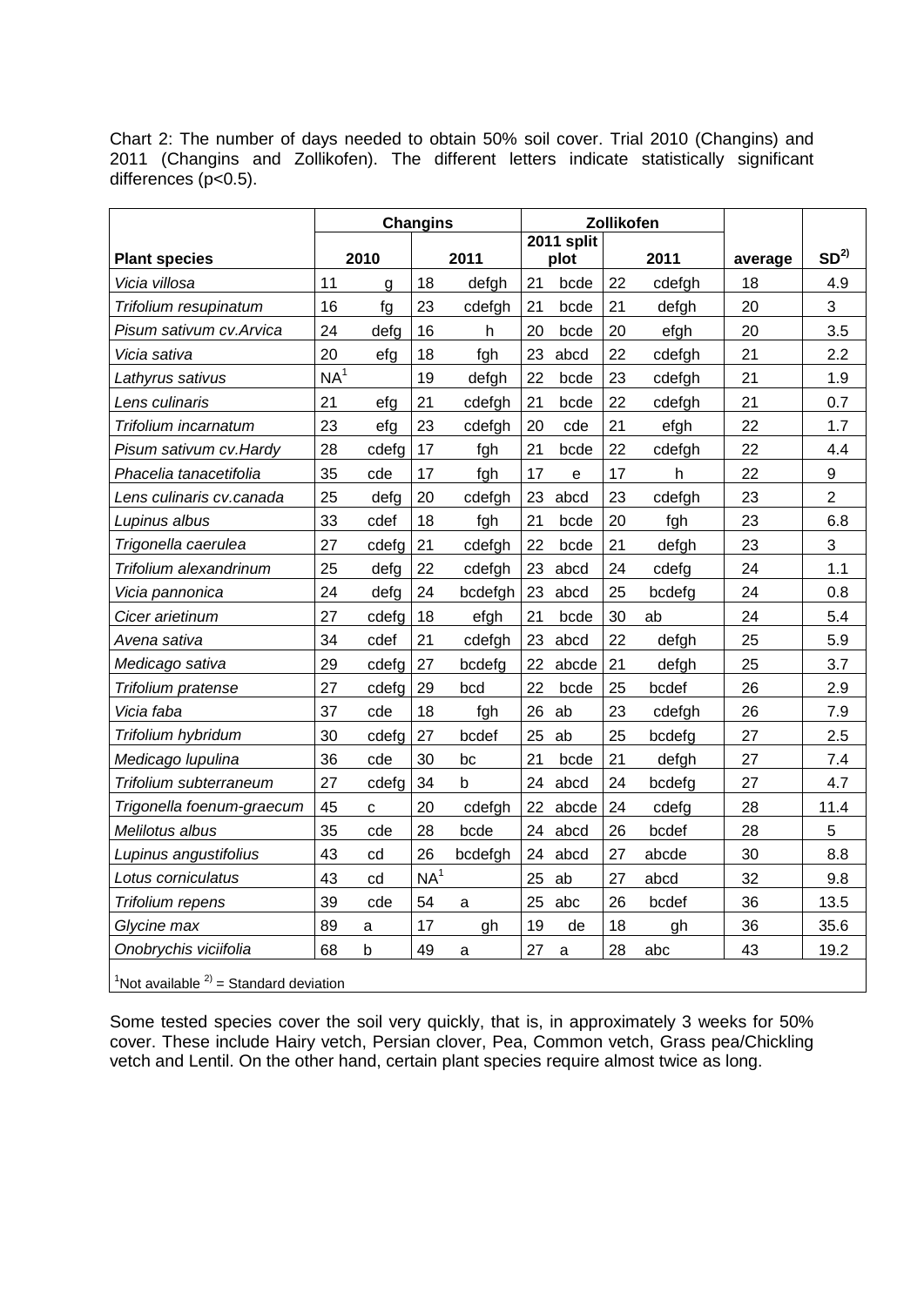Chart 2: The number of days needed to obtain 50% soil cover. Trial 2010 (Changins) and 2011 (Changins and Zollikofen). The different letters indicate statistically significant differences (p<0.5).

| | Changins | | | | Zollikofen | | | | | |
|---|---|---|---|---|---|---|---|---|---|---|
| **Plant species** | 2010 | | 2011 | | 2011 split plot | | 2011 | | average | SD[2)] |
| *Vicia villosa* | 11 | g | 18 | defgh | 21 | bcde | 22 | cdefgh | 18 | 4.9 |
| *Trifolium resupinatum* | 16 | fg | 23 | cdefgh | 21 | bcde | 21 | defgh | 20 | 3 |
| *Pisum sativum cv.Arvica* | 24 | defg | 16 | h | 20 | bcde | 20 | efgh | 20 | 3.5 |
| *Vicia sativa* | 20 | efg | 18 | fgh | 23 | abcd | 22 | cdefgh | 21 | 2.2 |
| *Lathyrus sativus* | NA[1] | | 19 | defgh | 22 | bcde | 23 | cdefgh | 21 | 1.9 |
| *Lens culinaris* | 21 | efg | 21 | cdefgh | 21 | bcde | 22 | cdefgh | 21 | 0.7 |
| *Trifolium incarnatum* | 23 | efg | 23 | cdefgh | 20 | cde | 21 | efgh | 22 | 1.7 |
| *Pisum sativum cv.Hardy* | 28 | cdefg | 17 | fgh | 21 | bcde | 22 | cdefgh | 22 | 4.4 |
| *Phacelia tanacetifolia* | 35 | cde | 17 | fgh | 17 | e | 17 | h | 22 | 9 |
| *Lens culinaris cv.canada* | 25 | defg | 20 | cdefgh | 23 | abcd | 23 | cdefgh | 23 | 2 |
| *Lupinus albus* | 33 | cdef | 18 | fgh | 21 | bcde | 20 | fgh | 23 | 6.8 |
| *Trigonella caerulea* | 27 | cdefg | 21 | cdefgh | 22 | bcde | 21 | defgh | 23 | 3 |
| *Trifolium alexandrinum* | 25 | defg | 22 | cdefgh | 23 | abcd | 24 | cdefg | 24 | 1.1 |
| *Vicia pannonica* | 24 | defg | 24 | bcdefgh | 23 | abcd | 25 | bcdefg | 24 | 0.8 |
| *Cicer arietinum* | 27 | cdefg | 18 | efgh | 21 | bcde | 30 | ab | 24 | 5.4 |
| *Avena sativa* | 34 | cdef | 21 | cdefgh | 23 | abcd | 22 | defgh | 25 | 5.9 |
| *Medicago sativa* | 29 | cdefg | 27 | bcdefg | 22 | abcde | 21 | defgh | 25 | 3.7 |
| *Trifolium pratense* | 27 | cdefg | 29 | bcd | 22 | bcde | 25 | bcdef | 26 | 2.9 |
| *Vicia faba* | 37 | cde | 18 | fgh | 26 | ab | 23 | cdefgh | 26 | 7.9 |
| *Trifolium hybridum* | 30 | cdefg | 27 | bcdef | 25 | ab | 25 | bcdefg | 27 | 2.5 |
| *Medicago lupulina* | 36 | cde | 30 | bc | 21 | bcde | 21 | defgh | 27 | 7.4 |
| *Trifolium subterraneum* | 27 | cdefg | 34 | b | 24 | abcd | 24 | bcdefg | 27 | 4.7 |
| *Trigonella foenum-graecum* | 45 | c | 20 | cdefgh | 22 | abcde | 24 | cdefg | 28 | 11.4 |
| *Melilotus albus* | 35 | cde | 28 | bcde | 24 | abcd | 26 | bcdef | 28 | 5 |
| *Lupinus angustifolius* | 43 | cd | 26 | bcdefgh | 24 | abcd | 27 | abcde | 30 | 8.8 |
| *Lotus corniculatus* | 43 | cd | NA[1] | | 25 | ab | 27 | abcd | 32 | 9.8 |
| *Trifolium repens* | 39 | cde | 54 | a | 25 | abc | 26 | bcdef | 36 | 13.5 |
| *Glycine max* | 89 | a | 17 | gh | 19 | de | 18 | gh | 36 | 35.6 |
| *Onobrychis viciifolia* | 68 | b | 49 | a | 27 | a | 28 | abc | 43 | 19.2 |

[1]Not available [2)] = Standard deviation

Some tested species cover the soil very quickly, that is, in approximately 3 weeks for 50% cover. These include Hairy vetch, Persian clover, Pea, Common vetch, Grass pea/Chickling vetch and Lentil. On the other hand, certain plant species require almost twice as long.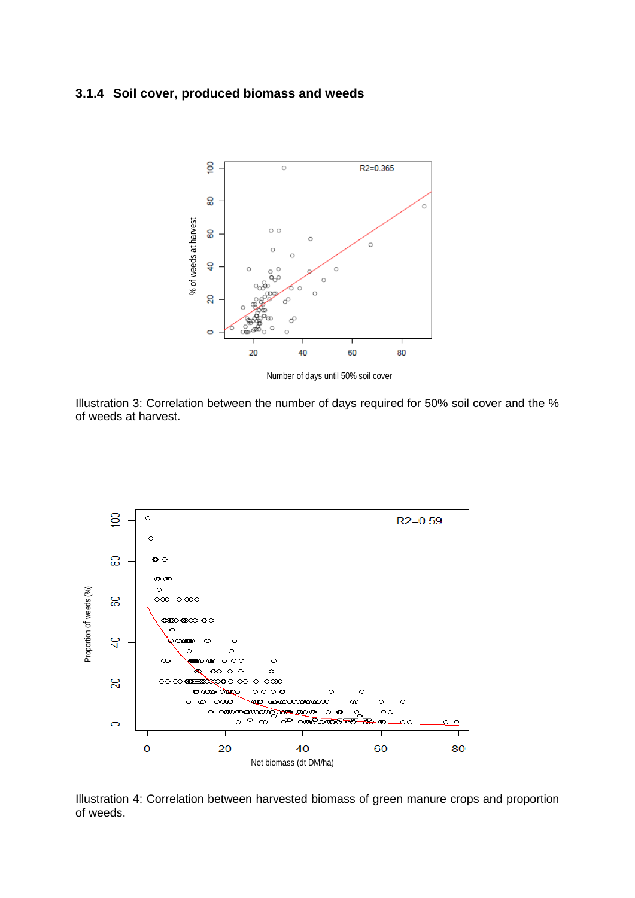### 3.1.4 Soil cover, produced biomass and weeds

Illustration 3: Correlation between the number of days required for 50% soil cover and the % of weeds at harvest.

Illustration 4: Correlation between harvested biomass of green manure crops and proportion of weeds.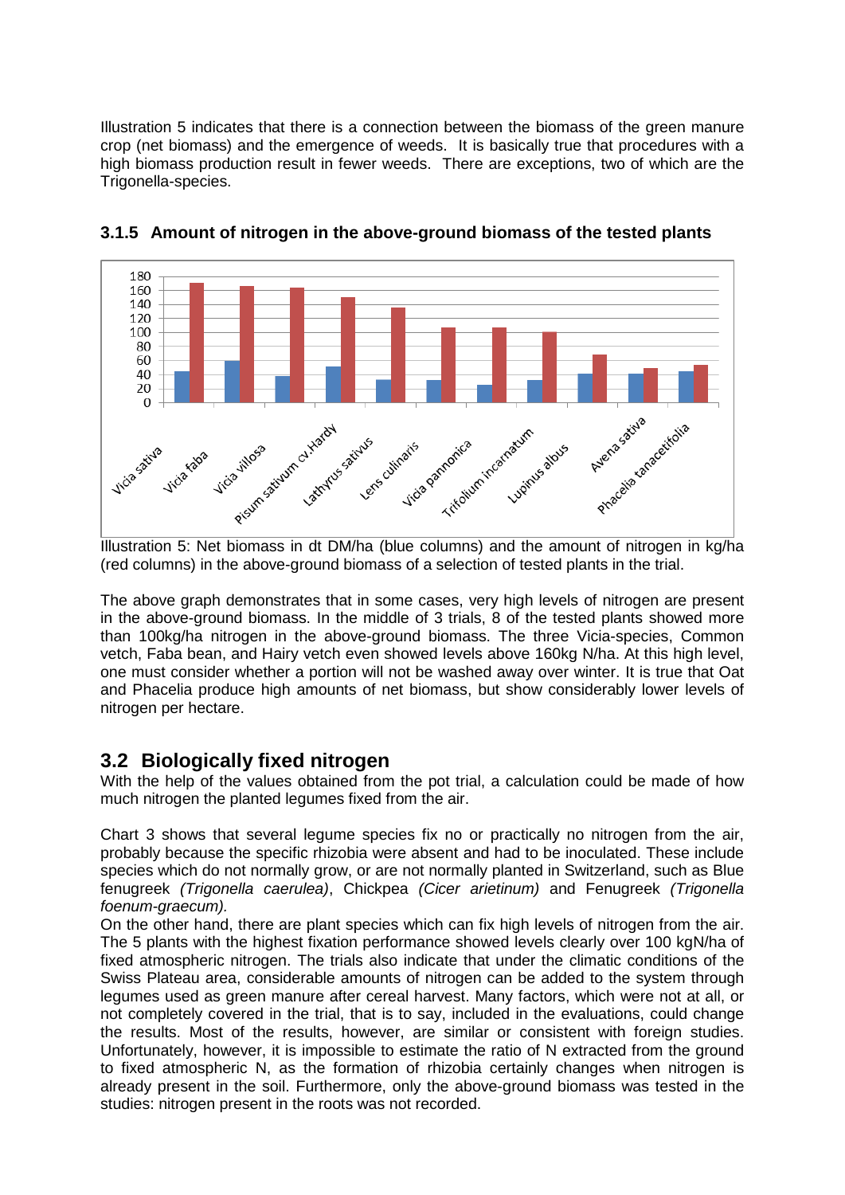Illustration 5 indicates that there is a connection between the biomass of the green manure crop (net biomass) and the emergence of weeds. It is basically true that procedures with a high biomass production result in fewer weeds. There are exceptions, two of which are the Trigonella-species.

### 3.1.5 Amount of nitrogen in the above-ground biomass of the tested plants

Illustration 5: Net biomass in dt DM/ha (blue columns) and the amount of nitrogen in kg/ha (red columns) in the above-ground biomass of a selection of tested plants in the trial.

The above graph demonstrates that in some cases, very high levels of nitrogen are present in the above-ground biomass. In the middle of 3 trials, 8 of the tested plants showed more than 100kg/ha nitrogen in the above-ground biomass. The three Vicia-species, Common vetch, Faba bean, and Hairy vetch even showed levels above 160kg N/ha. At this high level, one must consider whether a portion will not be washed away over winter. It is true that Oat and Phacelia produce high amounts of net biomass, but show considerably lower levels of nitrogen per hectare.

## 3.2 Biologically fixed nitrogen

With the help of the values obtained from the pot trial, a calculation could be made of how much nitrogen the planted legumes fixed from the air.

Chart 3 shows that several legume species fix no or practically no nitrogen from the air, probably because the specific rhizobia were absent and had to be inoculated. These include species which do not normally grow, or are not normally planted in Switzerland, such as Blue fenugreek *(Trigonella caerulea)*, Chickpea *(Cicer arietinum)* and Fenugreek *(Trigonella foenum-graecum)*.

On the other hand, there are plant species which can fix high levels of nitrogen from the air. The 5 plants with the highest fixation performance showed levels clearly over 100 kgN/ha of fixed atmospheric nitrogen. The trials also indicate that under the climatic conditions of the Swiss Plateau area, considerable amounts of nitrogen can be added to the system through legumes used as green manure after cereal harvest. Many factors, which were not at all, or not completely covered in the trial, that is to say, included in the evaluations, could change the results. Most of the results, however, are similar or consistent with foreign studies. Unfortunately, however, it is impossible to estimate the ratio of N extracted from the ground to fixed atmospheric N, as the formation of rhizobia certainly changes when nitrogen is already present in the soil. Furthermore, only the above-ground biomass was tested in the studies: nitrogen present in the roots was not recorded.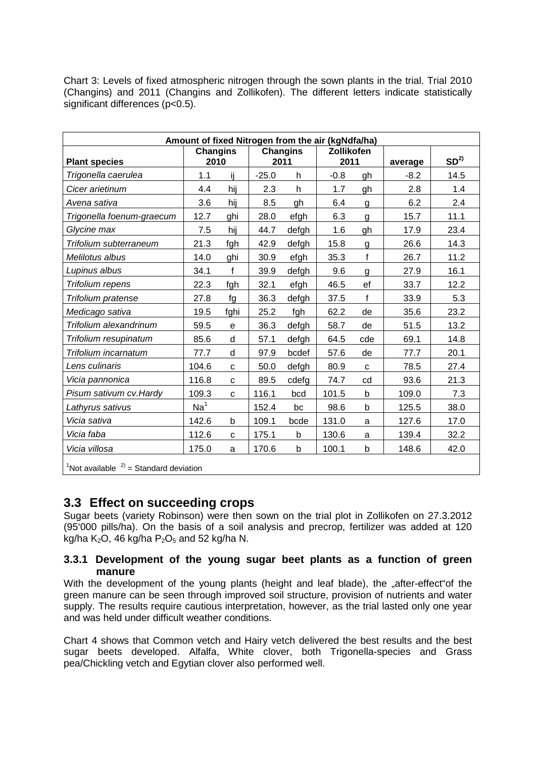Chart 3: Levels of fixed atmospheric nitrogen through the sown plants in the trial. Trial 2010 (Changins) and 2011 (Changins and Zollikofen). The different letters indicate statistically significant differences (p<0.5).

| Amount of fixed Nitrogen from the air (kgNdfa/ha) | | | | | | | | |
|---|---|---|---|---|---|---|---|---|
| **Plant species** | **Changins 2010** | | **Changins 2011** | | **Zollikofen 2011** | | **average** | **SD[2)]** |
| *Trigonella caerulea* | 1.1 | ij | -25.0 | h | -0.8 | gh | -8.2 | 14.5 |
| *Cicer arietinum* | 4.4 | hij | 2.3 | h | 1.7 | gh | 2.8 | 1.4 |
| *Avena sativa* | 3.6 | hij | 8.5 | gh | 6.4 | g | 6.2 | 2.4 |
| *Trigonella foenum-graecum* | 12.7 | ghi | 28.0 | efgh | 6.3 | g | 15.7 | 11.1 |
| *Glycine max* | 7.5 | hij | 44.7 | defgh | 1.6 | gh | 17.9 | 23.4 |
| *Trifolium subterraneum* | 21.3 | fgh | 42.9 | defgh | 15.8 | g | 26.6 | 14.3 |
| *Melilotus albus* | 14.0 | ghi | 30.9 | efgh | 35.3 | f | 26.7 | 11.2 |
| *Lupinus albus* | 34.1 | f | 39.9 | defgh | 9.6 | g | 27.9 | 16.1 |
| *Trifolium repens* | 22.3 | fgh | 32.1 | efgh | 46.5 | ef | 33.7 | 12.2 |
| *Trifolium pratense* | 27.8 | fg | 36.3 | defgh | 37.5 | f | 33.9 | 5.3 |
| *Medicago sativa* | 19.5 | fghi | 25.2 | fgh | 62.2 | de | 35.6 | 23.2 |
| *Trifolium alexandrinum* | 59.5 | e | 36.3 | defgh | 58.7 | de | 51.5 | 13.2 |
| *Trifolium resupinatum* | 85.6 | d | 57.1 | defgh | 64.5 | cde | 69.1 | 14.8 |
| *Trifolium incarnatum* | 77.7 | d | 97.9 | bcdef | 57.6 | de | 77.7 | 20.1 |
| *Lens culinaris* | 104.6 | c | 50.0 | defgh | 80.9 | c | 78.5 | 27.4 |
| *Vicia pannonica* | 116.8 | c | 89.5 | cdefg | 74.7 | cd | 93.6 | 21.3 |
| *Pisum sativum cv.Hardy* | 109.3 | c | 116.1 | bcd | 101.5 | b | 109.0 | 7.3 |
| *Lathyrus sativus* | Na[1] | | 152.4 | bc | 98.6 | b | 125.5 | 38.0 |
| *Vicia sativa* | 142.6 | b | 109.1 | bcde | 131.0 | a | 127.6 | 17.0 |
| *Vicia faba* | 112.6 | c | 175.1 | b | 130.6 | a | 139.4 | 32.2 |
| *Vicia villosa* | 175.0 | a | 170.6 | b | 100.1 | b | 148.6 | 42.0 |

[1]Not available [2)] = Standard deviation

## 3.3 Effect on succeeding crops

Sugar beets (variety Robinson) were then sown on the trial plot in Zollikofen on 27.3.2012 (95'000 pills/ha). On the basis of a soil analysis and precrop, fertilizer was added at 120 kg/ha $K_2O$, 46 kg/ha $P_2O_5$ and 52 kg/ha N.

### 3.3.1 Development of the young sugar beet plants as a function of green manure

With the development of the young plants (height and leaf blade), the „after-effect"of the green manure can be seen through improved soil structure, provision of nutrients and water supply. The results require cautious interpretation, however, as the trial lasted only one year and was held under difficult weather conditions.

Chart 4 shows that Common vetch and Hairy vetch delivered the best results and the best sugar beets developed. Alfalfa, White clover, both Trigonella-species and Grass pea/Chickling vetch and Egytian clover also performed well.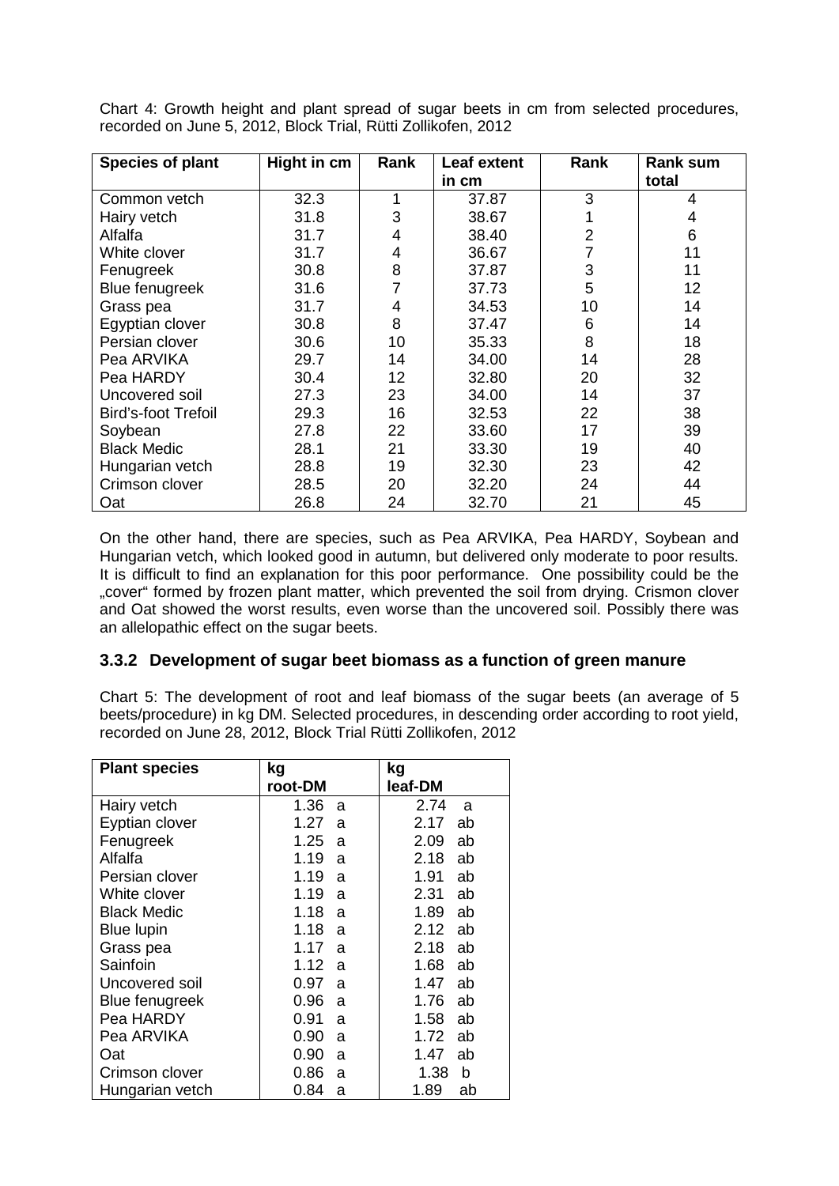Chart 4: Growth height and plant spread of sugar beets in cm from selected procedures, recorded on June 5, 2012, Block Trial, Rütti Zollikofen, 2012

| Species of plant | Hight in cm | Rank | Leaf extent in cm | Rank | Rank sum total |
|---|---|---|---|---|---|
| Common vetch | 32.3 | 1 | 37.87 | 3 | 4 |
| Hairy vetch | 31.8 | 3 | 38.67 | 1 | 4 |
| Alfalfa | 31.7 | 4 | 38.40 | 2 | 6 |
| White clover | 31.7 | 4 | 36.67 | 7 | 11 |
| Fenugreek | 30.8 | 8 | 37.87 | 3 | 11 |
| Blue fenugreek | 31.6 | 7 | 37.73 | 5 | 12 |
| Grass pea | 31.7 | 4 | 34.53 | 10 | 14 |
| Egyptian clover | 30.8 | 8 | 37.47 | 6 | 14 |
| Persian clover | 30.6 | 10 | 35.33 | 8 | 18 |
| Pea ARVIKA | 29.7 | 14 | 34.00 | 14 | 28 |
| Pea HARDY | 30.4 | 12 | 32.80 | 20 | 32 |
| Uncovered soil | 27.3 | 23 | 34.00 | 14 | 37 |
| Bird's-foot Trefoil | 29.3 | 16 | 32.53 | 22 | 38 |
| Soybean | 27.8 | 22 | 33.60 | 17 | 39 |
| Black Medic | 28.1 | 21 | 33.30 | 19 | 40 |
| Hungarian vetch | 28.8 | 19 | 32.30 | 23 | 42 |
| Crimson clover | 28.5 | 20 | 32.20 | 24 | 44 |
| Oat | 26.8 | 24 | 32.70 | 21 | 45 |

On the other hand, there are species, such as Pea ARVIKA, Pea HARDY, Soybean and Hungarian vetch, which looked good in autumn, but delivered only moderate to poor results. It is difficult to find an explanation for this poor performance. One possibility could be the „cover“ formed by frozen plant matter, which prevented the soil from drying. Crismon clover and Oat showed the worst results, even worse than the uncovered soil. Possibly there was an allelopathic effect on the sugar beets.

### 3.3.2 Development of sugar beet biomass as a function of green manure

Chart 5: The development of root and leaf biomass of the sugar beets (an average of 5 beets/procedure) in kg DM. Selected procedures, in descending order according to root yield, recorded on June 28, 2012, Block Trial Rütti Zollikofen, 2012

| Plant species | kg root-DM | kg leaf-DM |
|---|---|---|
| Hairy vetch | 1.36 a | 2.74 a |
| Eyptian clover | 1.27 a | 2.17 ab |
| Fenugreek | 1.25 a | 2.09 ab |
| Alfalfa | 1.19 a | 2.18 ab |
| Persian clover | 1.19 a | 1.91 ab |
| White clover | 1.19 a | 2.31 ab |
| Black Medic | 1.18 a | 1.89 ab |
| Blue lupin | 1.18 a | 2.12 ab |
| Grass pea | 1.17 a | 2.18 ab |
| Sainfoin | 1.12 a | 1.68 ab |
| Uncovered soil | 0.97 a | 1.47 ab |
| Blue fenugreek | 0.96 a | 1.76 ab |
| Pea HARDY | 0.91 a | 1.58 ab |
| Pea ARVIKA | 0.90 a | 1.72 ab |
| Oat | 0.90 a | 1.47 ab |
| Crimson clover | 0.86 a | 1.38 b |
| Hungarian vetch | 0.84 a | 1.89 ab |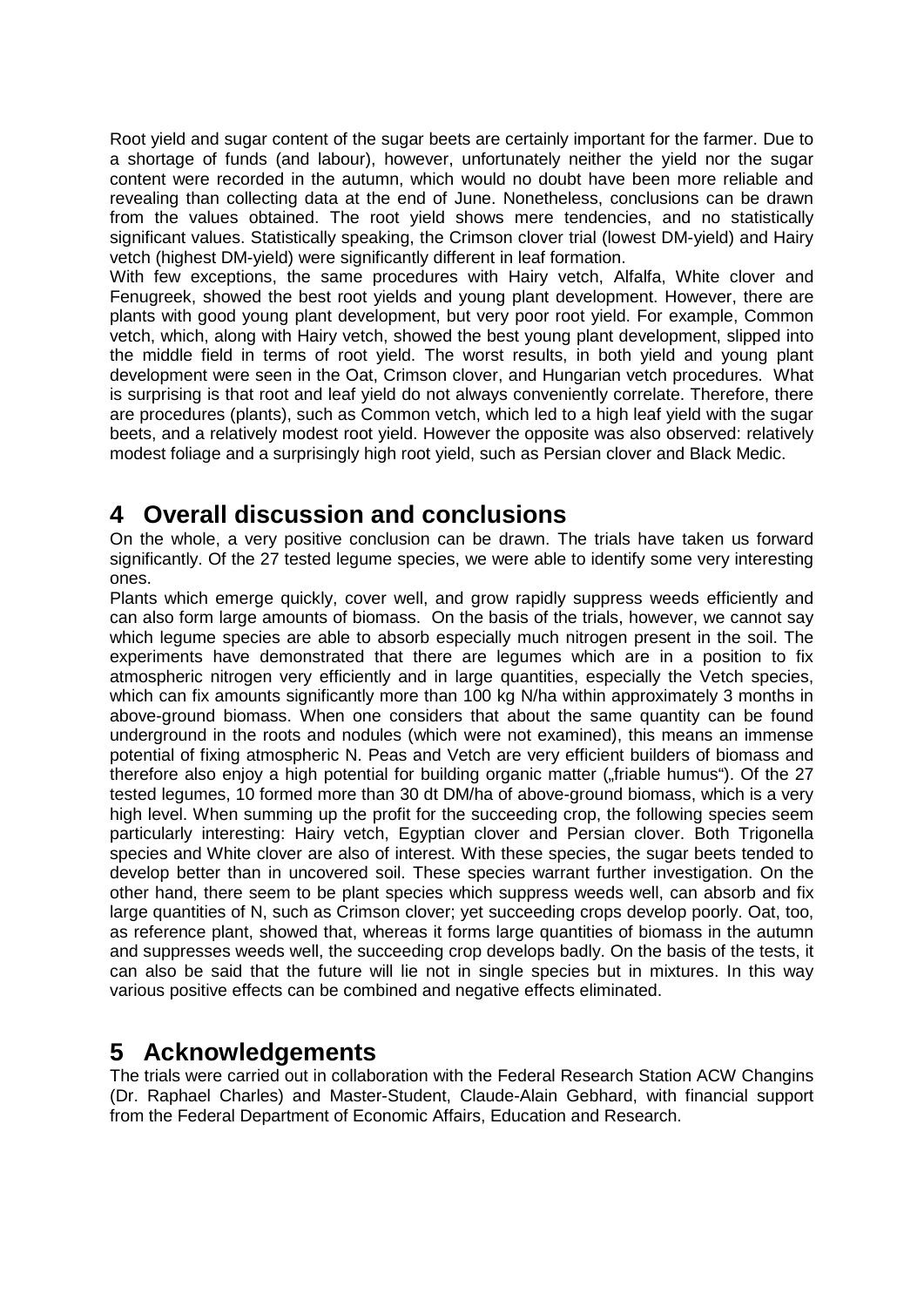Root yield and sugar content of the sugar beets are certainly important for the farmer. Due to a shortage of funds (and labour), however, unfortunately neither the yield nor the sugar content were recorded in the autumn, which would no doubt have been more reliable and revealing than collecting data at the end of June. Nonetheless, conclusions can be drawn from the values obtained. The root yield shows mere tendencies, and no statistically significant values. Statistically speaking, the Crimson clover trial (lowest DM-yield) and Hairy vetch (highest DM-yield) were significantly different in leaf formation.

With few exceptions, the same procedures with Hairy vetch, Alfalfa, White clover and Fenugreek, showed the best root yields and young plant development. However, there are plants with good young plant development, but very poor root yield. For example, Common vetch, which, along with Hairy vetch, showed the best young plant development, slipped into the middle field in terms of root yield. The worst results, in both yield and young plant development were seen in the Oat, Crimson clover, and Hungarian vetch procedures. What is surprising is that root and leaf yield do not always conveniently correlate. Therefore, there are procedures (plants), such as Common vetch, which led to a high leaf yield with the sugar beets, and a relatively modest root yield. However the opposite was also observed: relatively modest foliage and a surprisingly high root yield, such as Persian clover and Black Medic.

# 4 Overall discussion and conclusions

On the whole, a very positive conclusion can be drawn. The trials have taken us forward significantly. Of the 27 tested legume species, we were able to identify some very interesting ones.

Plants which emerge quickly, cover well, and grow rapidly suppress weeds efficiently and can also form large amounts of biomass. On the basis of the trials, however, we cannot say which legume species are able to absorb especially much nitrogen present in the soil. The experiments have demonstrated that there are legumes which are in a position to fix atmospheric nitrogen very efficiently and in large quantities, especially the Vetch species, which can fix amounts significantly more than 100 kg N/ha within approximately 3 months in above-ground biomass. When one considers that about the same quantity can be found underground in the roots and nodules (which were not examined), this means an immense potential of fixing atmospheric N. Peas and Vetch are very efficient builders of biomass and therefore also enjoy a high potential for building organic matter („friable humus"). Of the 27 tested legumes, 10 formed more than 30 dt DM/ha of above-ground biomass, which is a very high level. When summing up the profit for the succeeding crop, the following species seem particularly interesting: Hairy vetch, Egyptian clover and Persian clover. Both Trigonella species and White clover are also of interest. With these species, the sugar beets tended to develop better than in uncovered soil. These species warrant further investigation. On the other hand, there seem to be plant species which suppress weeds well, can absorb and fix large quantities of N, such as Crimson clover; yet succeeding crops develop poorly. Oat, too, as reference plant, showed that, whereas it forms large quantities of biomass in the autumn and suppresses weeds well, the succeeding crop develops badly. On the basis of the tests, it can also be said that the future will lie not in single species but in mixtures. In this way various positive effects can be combined and negative effects eliminated.

# 5 Acknowledgements

The trials were carried out in collaboration with the Federal Research Station ACW Changins (Dr. Raphael Charles) and Master-Student, Claude-Alain Gebhard, with financial support from the Federal Department of Economic Affairs, Education and Research.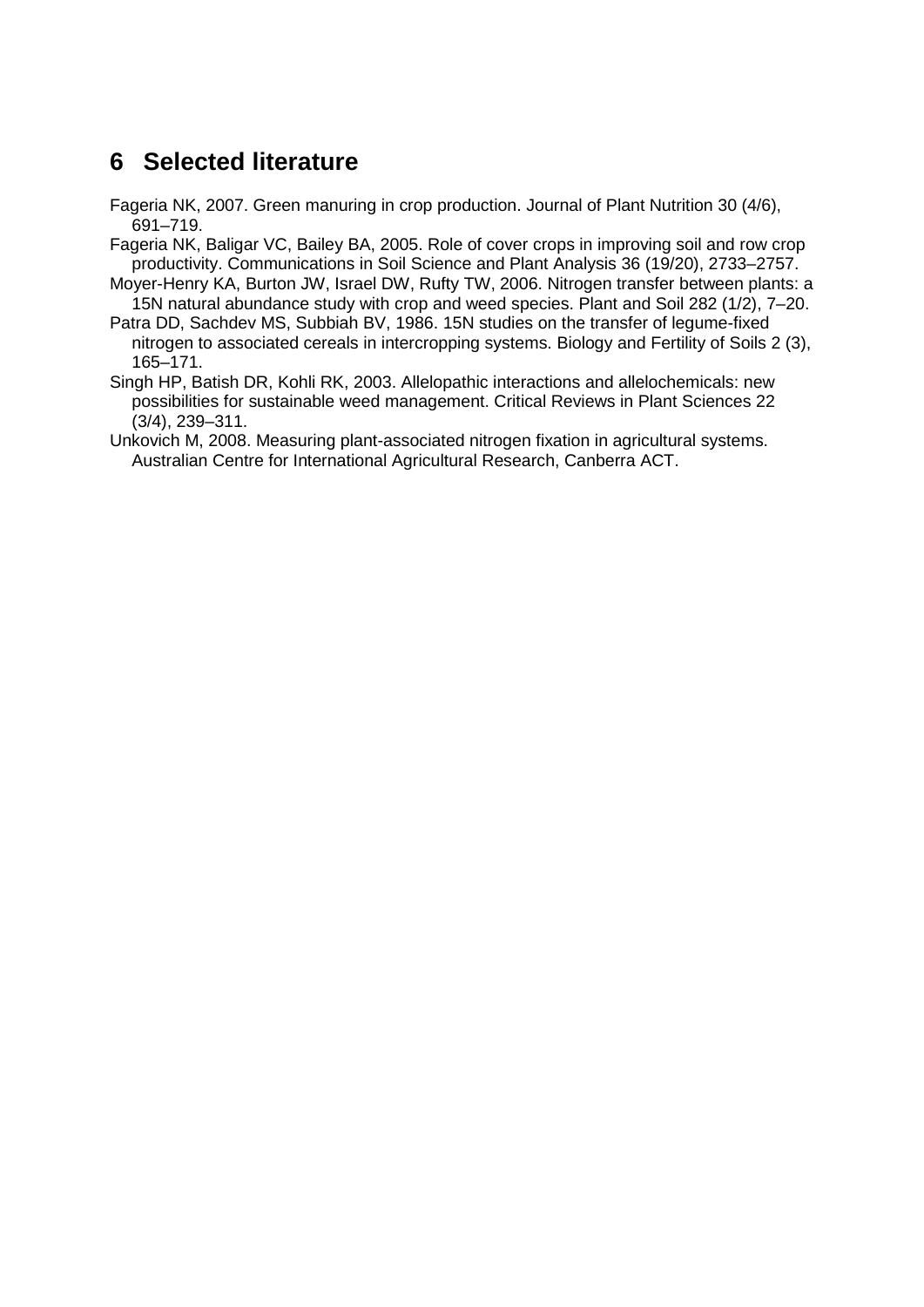## 6 Selected literature

Fageria NK, 2007. Green manuring in crop production. Journal of Plant Nutrition 30 (4/6), 691–719.

Fageria NK, Baligar VC, Bailey BA, 2005. Role of cover crops in improving soil and row crop productivity. Communications in Soil Science and Plant Analysis 36 (19/20), 2733–2757.

Moyer-Henry KA, Burton JW, Israel DW, Rufty TW, 2006. Nitrogen transfer between plants: a 15N natural abundance study with crop and weed species. Plant and Soil 282 (1/2), 7–20.

Patra DD, Sachdev MS, Subbiah BV, 1986. 15N studies on the transfer of legume-fixed nitrogen to associated cereals in intercropping systems. Biology and Fertility of Soils 2 (3), 165–171.

Singh HP, Batish DR, Kohli RK, 2003. Allelopathic interactions and allelochemicals: new possibilities for sustainable weed management. Critical Reviews in Plant Sciences 22 (3/4), 239–311.

Unkovich M, 2008. Measuring plant-associated nitrogen fixation in agricultural systems. Australian Centre for International Agricultural Research, Canberra ACT.